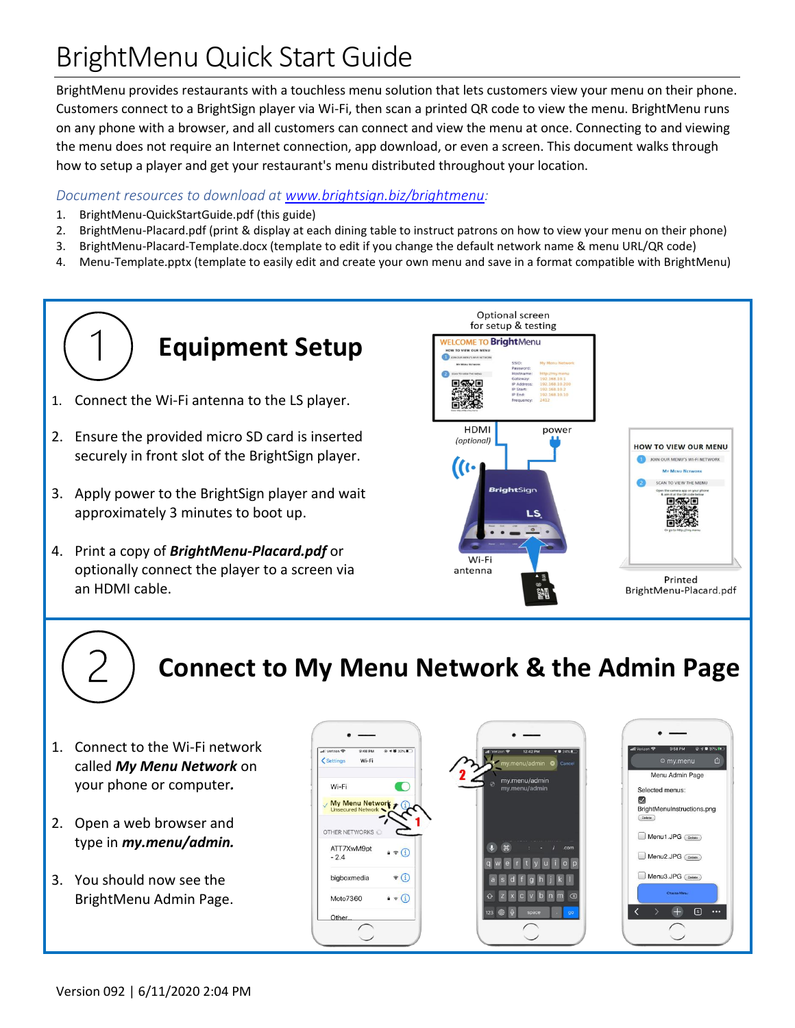# BrightMenu Quick Start Guide

BrightMenu provides restaurants with a touchless menu solution that lets customers view your menu on their phone. Customers connect to a BrightSign player via Wi-Fi, then scan a printed QR code to view the menu. BrightMenu runs on any phone with a browser, and all customers can connect and view the menu at once. Connecting to and viewing the menu does not require an Internet connection, app download, or even a screen. This document walks through how to setup a player and get your restaurant's menu distributed throughout your location.

*Document resources to download at [www.brightsign.biz/brightmenu](www.brightsign.biz/brightmenu):*

1. BrightMenu-QuickStartGuide.pdf (this guide)
2. BrightMenu-Placard.pdf (print & display at each dining table to instruct patrons on how to view your menu on their phone)
3. BrightMenu-Placard-Template.docx (template to edit if you change the default network name & menu URL/QR code)
4. Menu-Template.pptx (template to easily edit and create your own menu and save in a format compatible with BrightMenu)

## 1 Equipment Setup

1. Connect the Wi-Fi antenna to the LS player.
2. Ensure the provided micro SD card is inserted securely in front slot of the BrightSign player.
3. Apply power to the BrightSign player and wait approximately 3 minutes to boot up.
4. Print a copy of ***BrightMenu-Placard.pdf*** or optionally connect the player to a screen via an HDMI cable.

Optional screen for setup & testing

HDMI (optional) — power — Wi-Fi antenna

Printed BrightMenu-Placard.pdf

## 2 Connect to My Menu Network & the Admin Page

1. Connect to the Wi-Fi network called ***My Menu Network*** on your phone or computer***.***
2. Open a web browser and type in ***my.menu/admin.***
3. You should now see the BrightMenu Admin Page.

Version 092 | 6/11/2020 2:04 PM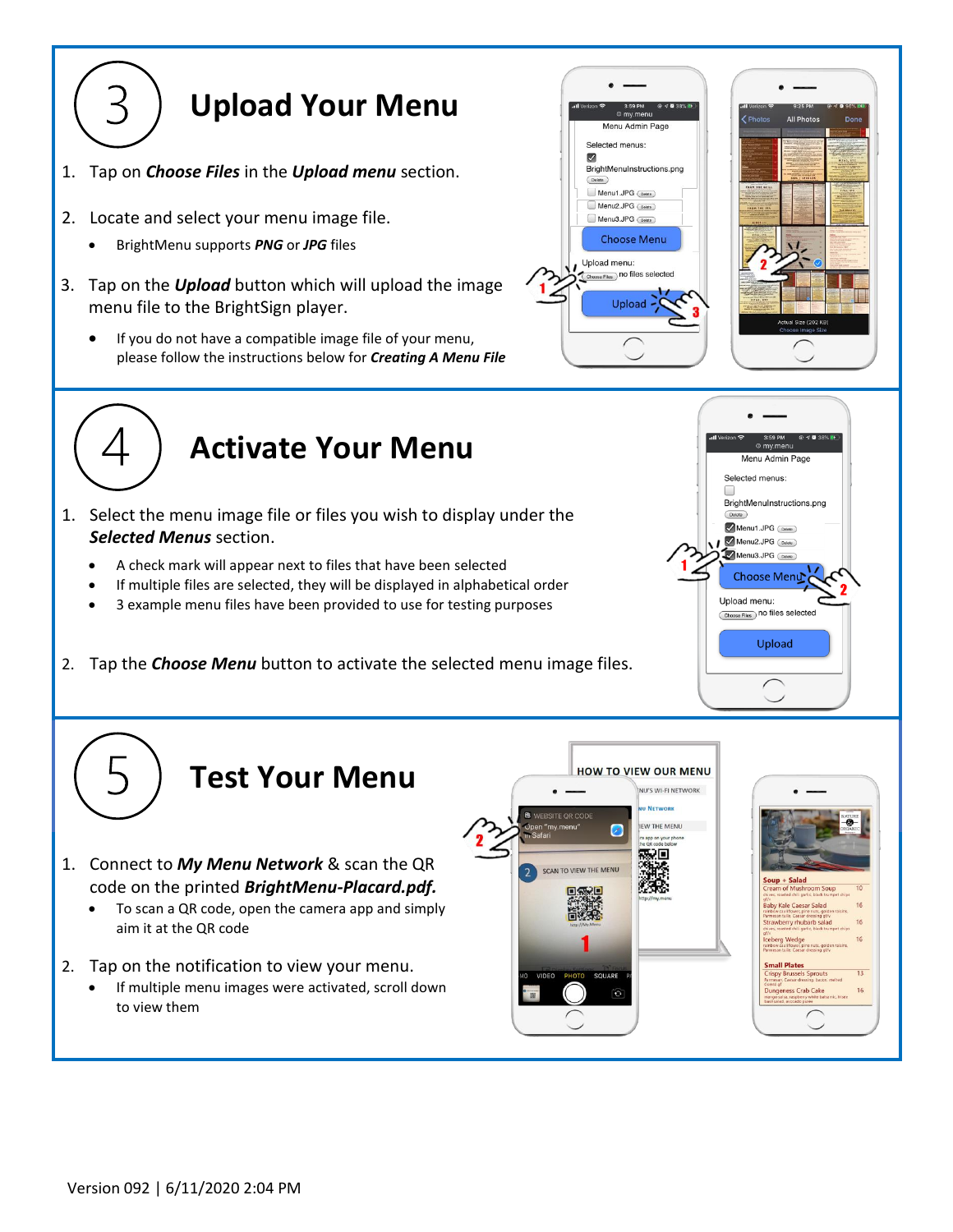## 3 Upload Your Menu

1. Tap on ***Choose Files*** in the ***Upload menu*** section.
2. Locate and select your menu image file.
   - BrightMenu supports ***PNG*** or ***JPG*** files
3. Tap on the ***Upload*** button which will upload the image menu file to the BrightSign player.
   - If you do not have a compatible image file of your menu, please follow the instructions below for ***Creating A Menu File***

## 4 Activate Your Menu

1. Select the menu image file or files you wish to display under the ***Selected Menus*** section.
   - A check mark will appear next to files that have been selected
   - If multiple files are selected, they will be displayed in alphabetical order
   - 3 example menu files have been provided to use for testing purposes
2. Tap the ***Choose Menu*** button to activate the selected menu image files.

## 5 Test Your Menu

1. Connect to ***My Menu Network*** & scan the QR code on the printed ***BrightMenu-Placard.pdf.***
   - To scan a QR code, open the camera app and simply aim it at the QR code
2. Tap on the notification to view your menu.
   - If multiple menu images were activated, scroll down to view them

Version 092 | 6/11/2020 2:04 PM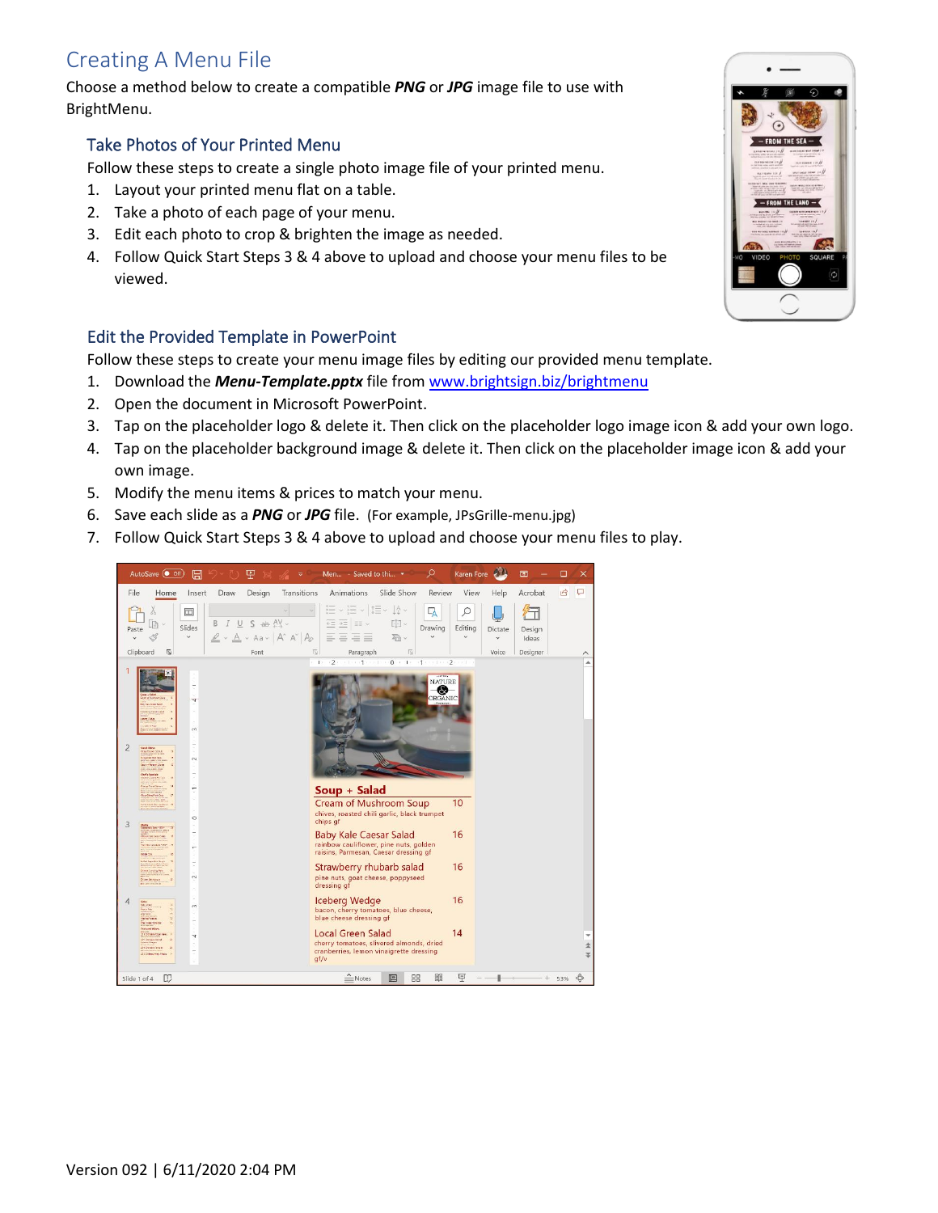# Creating A Menu File

Choose a method below to create a compatible ***PNG*** or ***JPG*** image file to use with BrightMenu.

## Take Photos of Your Printed Menu

Follow these steps to create a single photo image file of your printed menu.

1. Layout your printed menu flat on a table.
2. Take a photo of each page of your menu.
3. Edit each photo to crop & brighten the image as needed.
4. Follow Quick Start Steps 3 & 4 above to upload and choose your menu files to be viewed.

## Edit the Provided Template in PowerPoint

Follow these steps to create your menu image files by editing our provided menu template.

1. Download the ***Menu-Template.pptx*** file from [www.brightsign.biz/brightmenu](www.brightsign.biz/brightmenu)
2. Open the document in Microsoft PowerPoint.
3. Tap on the placeholder logo & delete it. Then click on the placeholder logo image icon & add your own logo.
4. Tap on the placeholder background image & delete it. Then click on the placeholder image icon & add your own image.
5. Modify the menu items & prices to match your menu.
6. Save each slide as a ***PNG*** or ***JPG*** file. (For example, JPsGrille-menu.jpg)
7. Follow Quick Start Steps 3 & 4 above to upload and choose your menu files to play.

Version 092 | 6/11/2020 2:04 PM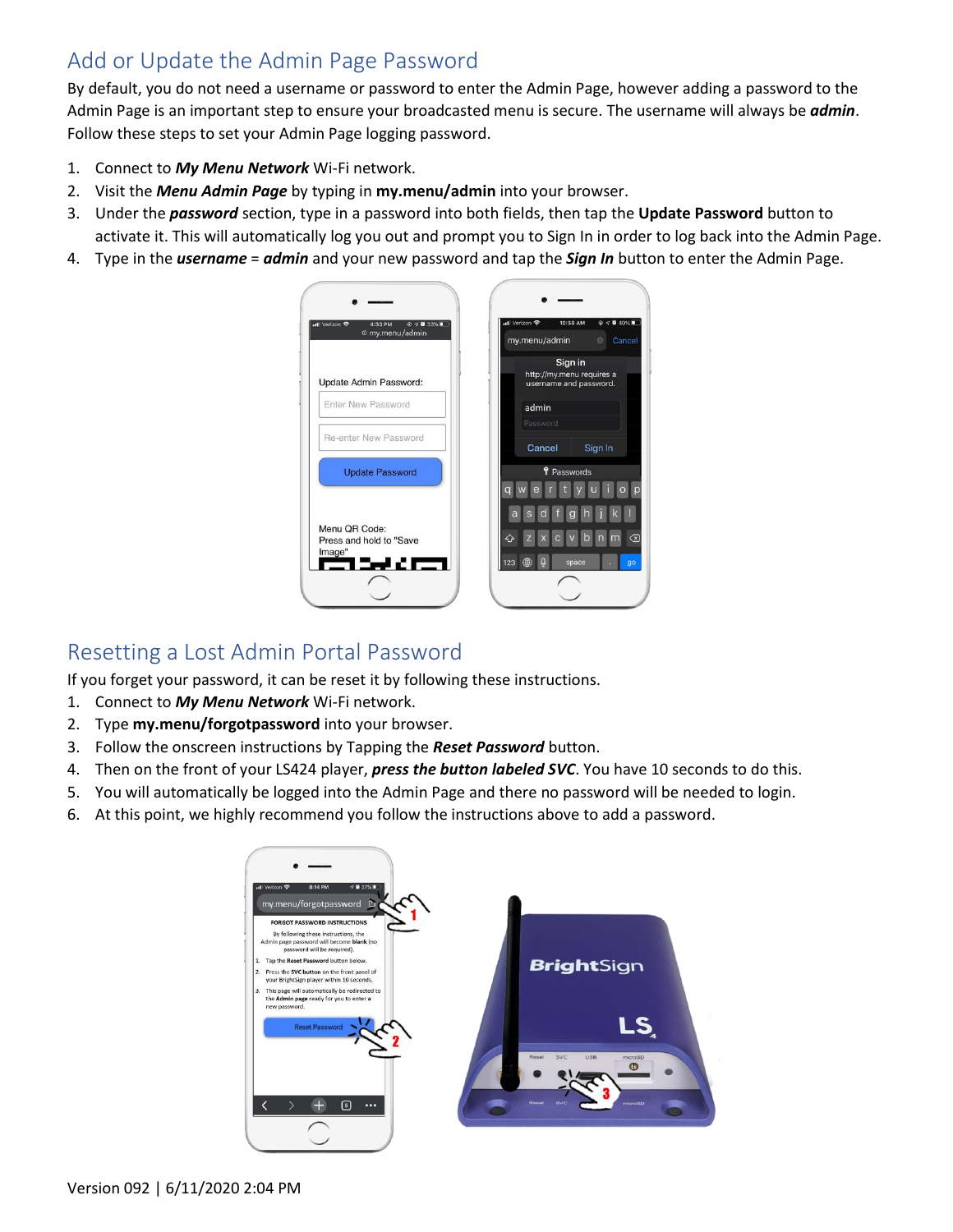## Add or Update the Admin Page Password

By default, you do not need a username or password to enter the Admin Page, however adding a password to the Admin Page is an important step to ensure your broadcasted menu is secure. The username will always be ***admin***. Follow these steps to set your Admin Page logging password.

1. Connect to ***My Menu Network*** Wi-Fi network.
2. Visit the ***Menu Admin Page*** by typing in **my.menu/admin** into your browser.
3. Under the ***password*** section, type in a password into both fields, then tap the **Update Password** button to activate it. This will automatically log you out and prompt you to Sign In in order to log back into the Admin Page.
4. Type in the ***username*** = ***admin*** and your new password and tap the ***Sign In*** button to enter the Admin Page.

## Resetting a Lost Admin Portal Password

If you forget your password, it can be reset it by following these instructions.

1. Connect to ***My Menu Network*** Wi-Fi network.
2. Type **my.menu/forgotpassword** into your browser.
3. Follow the onscreen instructions by Tapping the ***Reset Password*** button.
4. Then on the front of your LS424 player, ***press the button labeled SVC***. You have 10 seconds to do this.
5. You will automatically be logged into the Admin Page and there no password will be needed to login.
6. At this point, we highly recommend you follow the instructions above to add a password.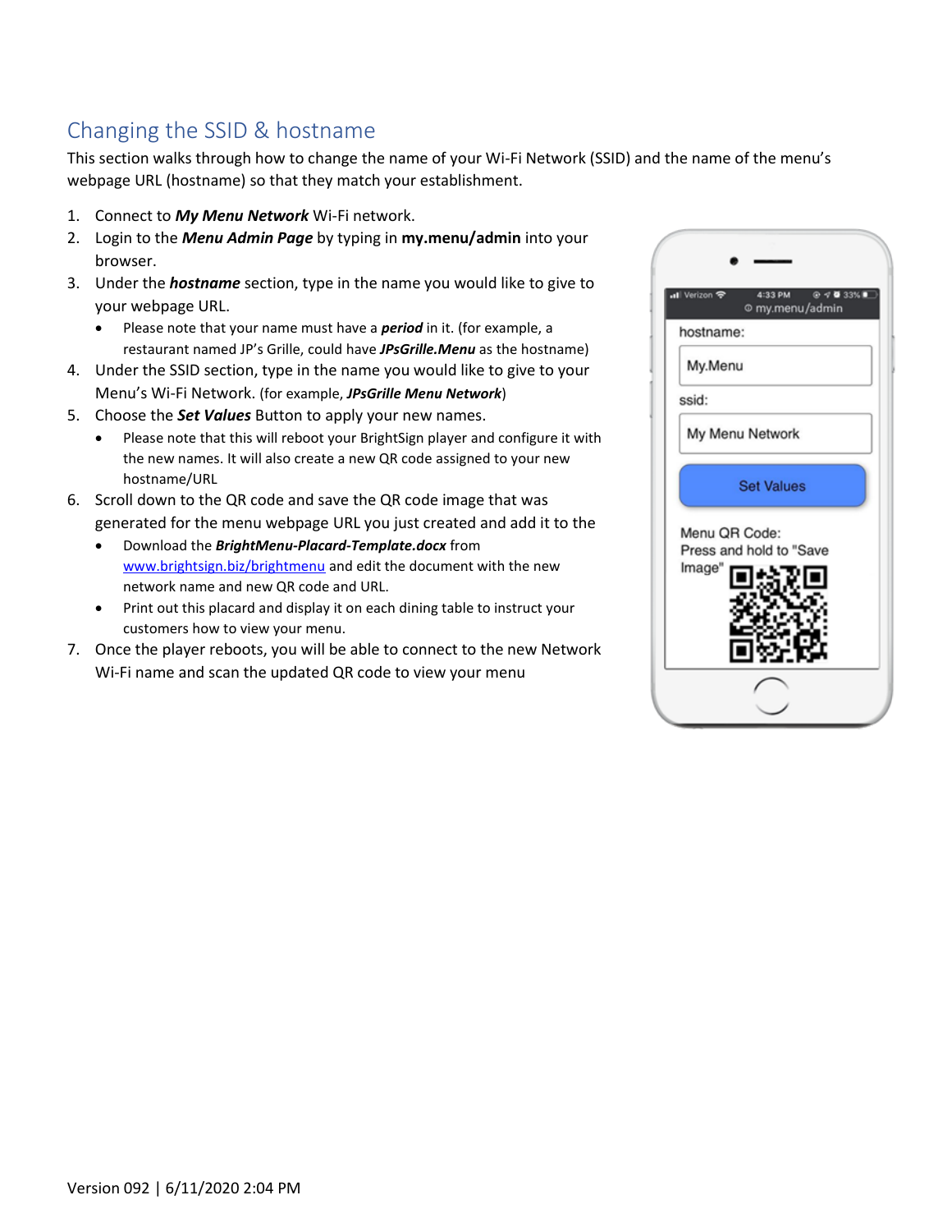## Changing the SSID & hostname

This section walks through how to change the name of your Wi-Fi Network (SSID) and the name of the menu's webpage URL (hostname) so that they match your establishment.

1. Connect to ***My Menu Network*** Wi-Fi network.
2. Login to the ***Menu Admin Page*** by typing in **my.menu/admin** into your browser.
3. Under the ***hostname*** section, type in the name you would like to give to your webpage URL.
    - Please note that your name must have a ***period*** in it. (for example, a restaurant named JP's Grille, could have ***JPsGrille.Menu*** as the hostname)
4. Under the SSID section, type in the name you would like to give to your Menu's Wi-Fi Network. (for example, ***JPsGrille Menu Network***)
5. Choose the ***Set Values*** Button to apply your new names.
    - Please note that this will reboot your BrightSign player and configure it with the new names. It will also create a new QR code assigned to your new hostname/URL
6. Scroll down to the QR code and save the QR code image that was generated for the menu webpage URL you just created and add it to the
    - Download the ***BrightMenu-Placard-Template.docx*** from [www.brightsign.biz/brightmenu](www.brightsign.biz/brightmenu) and edit the document with the new network name and new QR code and URL.
    - Print out this placard and display it on each dining table to instruct your customers how to view your menu.
7. Once the player reboots, you will be able to connect to the new Network Wi-Fi name and scan the updated QR code to view your menu

Verizon 4:33 PM 33%
my.menu/admin

hostname:

My.Menu

ssid:

My Menu Network

Set Values

Menu QR Code:
Press and hold to "Save Image"